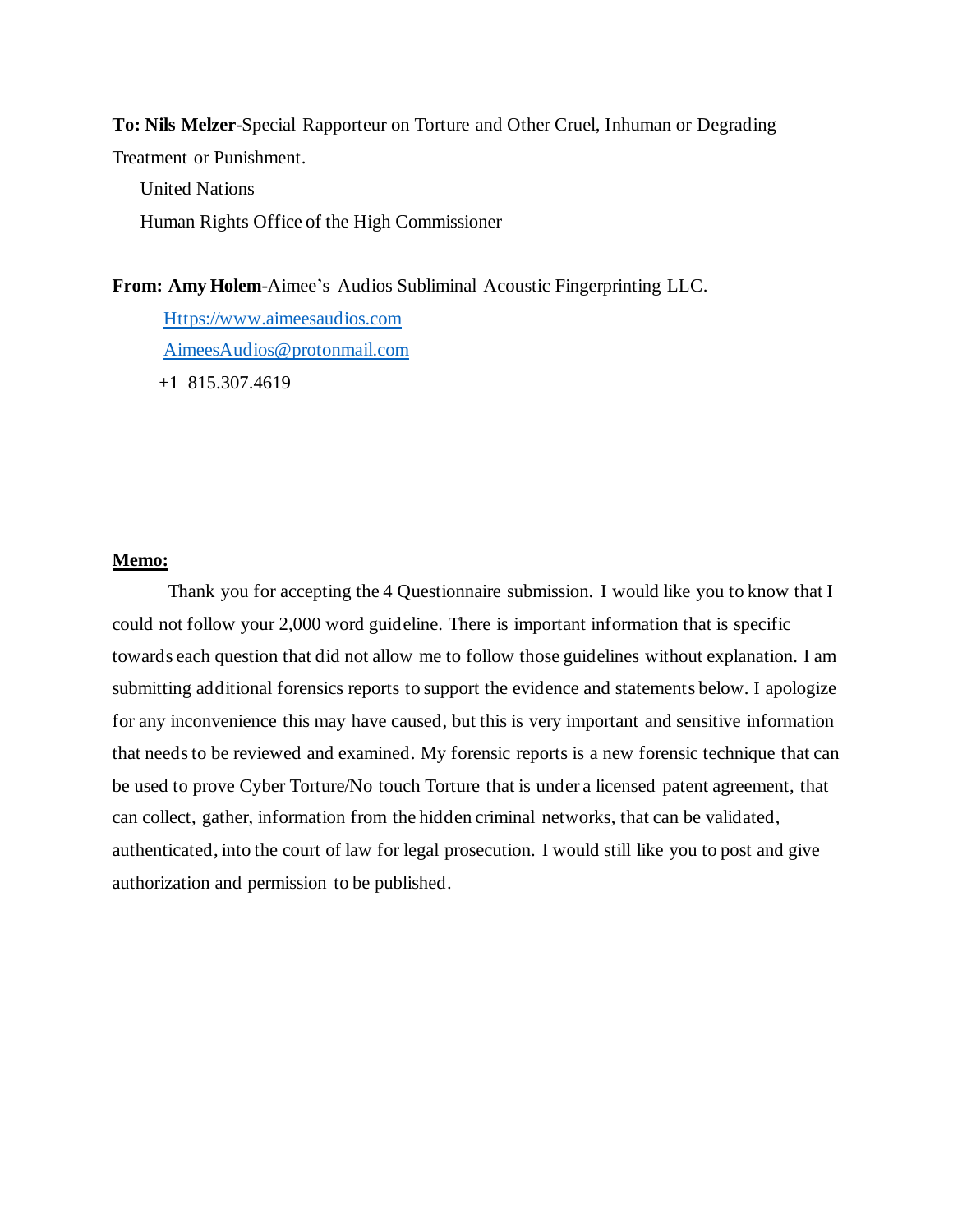**To: Nils Melzer**-Special Rapporteur on Torture and Other Cruel, Inhuman or Degrading Treatment or Punishment.

United Nations

Human Rights Office of the High Commissioner

**From: Amy Holem**-Aimee's Audios Subliminal Acoustic Fingerprinting LLC.

Https://www.aimeesaudios.com

AimeesAudios@protonmail.com

+1 815.307.4619

**<u>Memo:</u>**

Thank you for accepting the 4 Questionnaire submission. I would like you to know that I could not follow your 2,000 word guideline. There is important information that is specific towards each question that did not allow me to follow those guidelines without explanation. I am submitting additional forensics reports to support the evidence and statements below. I apologize for any inconvenience this may have caused, but this is very important and sensitive information that needs to be reviewed and examined. My forensic reports is a new forensic technique that can be used to prove Cyber Torture/No touch Torture that is under a licensed patent agreement, that can collect, gather, information from the hidden criminal networks, that can be validated, authenticated, into the court of law for legal prosecution. I would still like you to post and give authorization and permission to be published.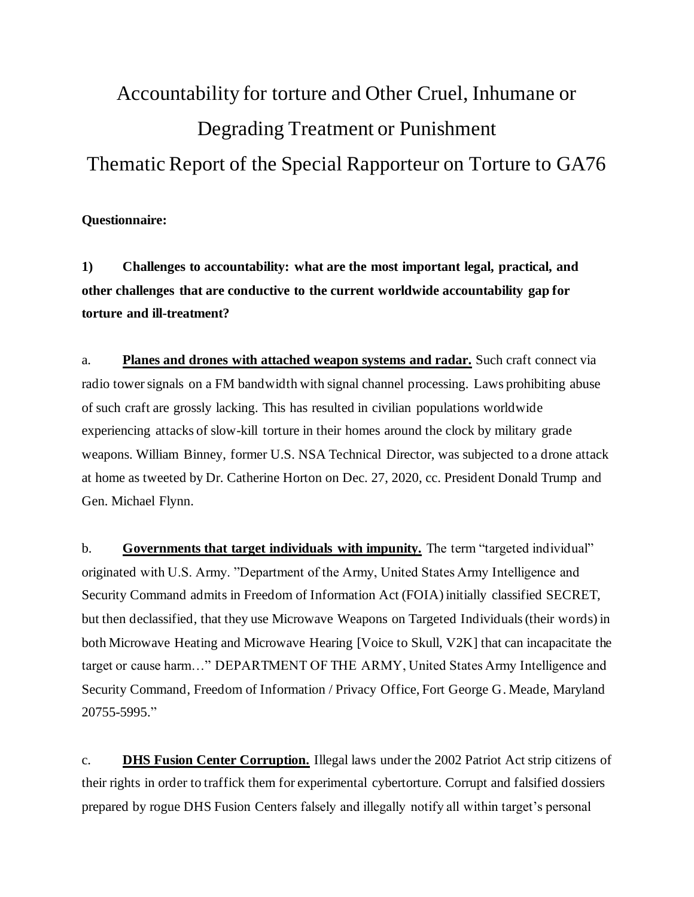# Accountability for torture and Other Cruel, Inhumane or Degrading Treatment or Punishment

# Thematic Report of the Special Rapporteur on Torture to GA76

**Questionnaire:**

**1) Challenges to accountability: what are the most important legal, practical, and other challenges that are conductive to the current worldwide accountability gap for torture and ill-treatment?**

a. **<u>Planes and drones with attached weapon systems and radar.</u>** Such craft connect via radio tower signals on a FM bandwidth with signal channel processing. Laws prohibiting abuse of such craft are grossly lacking. This has resulted in civilian populations worldwide experiencing attacks of slow-kill torture in their homes around the clock by military grade weapons. William Binney, former U.S. NSA Technical Director, was subjected to a drone attack at home as tweeted by Dr. Catherine Horton on Dec. 27, 2020, cc. President Donald Trump and Gen. Michael Flynn.

b. **<u>Governments that target individuals with impunity.</u>** The term "targeted individual" originated with U.S. Army. "Department of the Army, United States Army Intelligence and Security Command admits in Freedom of Information Act (FOIA) initially classified SECRET, but then declassified, that they use Microwave Weapons on Targeted Individuals (their words) in both Microwave Heating and Microwave Hearing [Voice to Skull, V2K] that can incapacitate the target or cause harm…" DEPARTMENT OF THE ARMY, United States Army Intelligence and Security Command, Freedom of Information / Privacy Office, Fort George G. Meade, Maryland 20755-5995."

c. **<u>DHS Fusion Center Corruption.</u>** Illegal laws under the 2002 Patriot Act strip citizens of their rights in order to traffick them for experimental cybertorture. Corrupt and falsified dossiers prepared by rogue DHS Fusion Centers falsely and illegally notify all within target's personal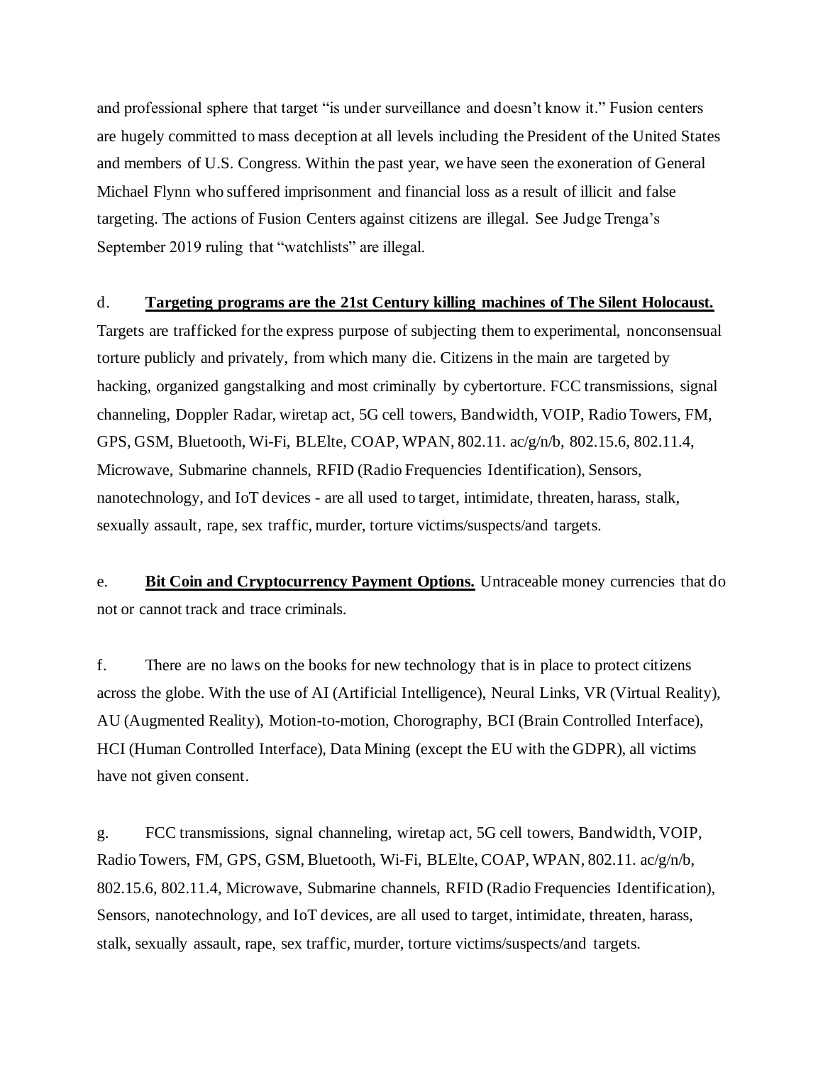and professional sphere that target "is under surveillance and doesn't know it." Fusion centers are hugely committed to mass deception at all levels including the President of the United States and members of U.S. Congress. Within the past year, we have seen the exoneration of General Michael Flynn who suffered imprisonment and financial loss as a result of illicit and false targeting. The actions of Fusion Centers against citizens are illegal. See Judge Trenga's September 2019 ruling that "watchlists" are illegal.

d. **<u>Targeting programs are the 21st Century killing machines of The Silent Holocaust.</u>** Targets are trafficked for the express purpose of subjecting them to experimental, nonconsensual torture publicly and privately, from which many die. Citizens in the main are targeted by hacking, organized gangstalking and most criminally by cybertorture. FCC transmissions, signal channeling, Doppler Radar, wiretap act, 5G cell towers, Bandwidth, VOIP, Radio Towers, FM, GPS, GSM, Bluetooth, Wi-Fi, BLElte, COAP, WPAN, 802.11. ac/g/n/b, 802.15.6, 802.11.4, Microwave, Submarine channels, RFID (Radio Frequencies Identification), Sensors, nanotechnology, and IoT devices - are all used to target, intimidate, threaten, harass, stalk, sexually assault, rape, sex traffic, murder, torture victims/suspects/and targets.

e. **<u>Bit Coin and Cryptocurrency Payment Options.</u>** Untraceable money currencies that do not or cannot track and trace criminals.

f. There are no laws on the books for new technology that is in place to protect citizens across the globe. With the use of AI (Artificial Intelligence), Neural Links, VR (Virtual Reality), AU (Augmented Reality), Motion-to-motion, Chorography, BCI (Brain Controlled Interface), HCI (Human Controlled Interface), Data Mining (except the EU with the GDPR), all victims have not given consent.

g. FCC transmissions, signal channeling, wiretap act, 5G cell towers, Bandwidth, VOIP, Radio Towers, FM, GPS, GSM, Bluetooth, Wi-Fi, BLElte, COAP, WPAN, 802.11. ac/g/n/b, 802.15.6, 802.11.4, Microwave, Submarine channels, RFID (Radio Frequencies Identification), Sensors, nanotechnology, and IoT devices, are all used to target, intimidate, threaten, harass, stalk, sexually assault, rape, sex traffic, murder, torture victims/suspects/and targets.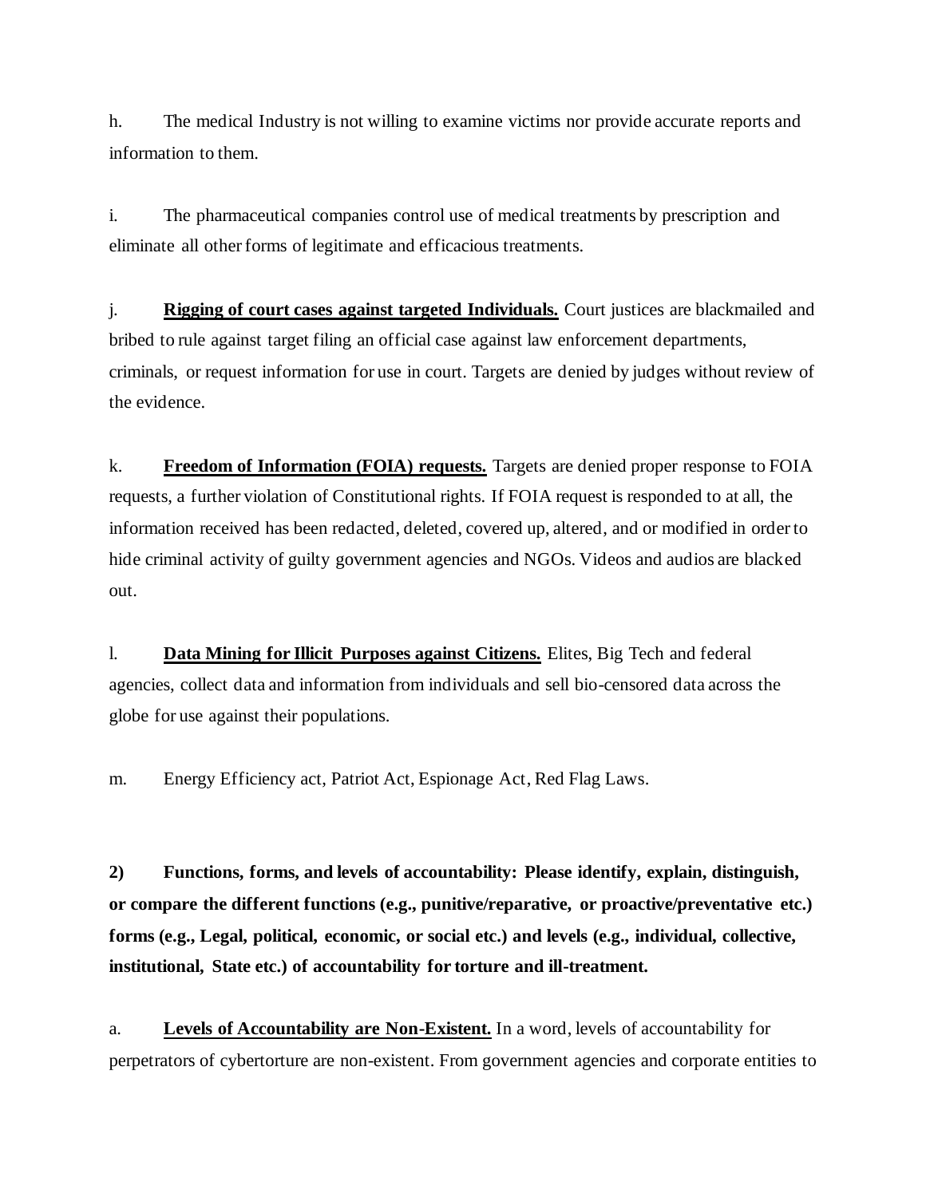h. The medical Industry is not willing to examine victims nor provide accurate reports and information to them.

i. The pharmaceutical companies control use of medical treatments by prescription and eliminate all other forms of legitimate and efficacious treatments.

j. **<u>Rigging of court cases against targeted Individuals.</u>** Court justices are blackmailed and bribed to rule against target filing an official case against law enforcement departments, criminals, or request information for use in court. Targets are denied by judges without review of the evidence.

k. **<u>Freedom of Information (FOIA) requests.</u>** Targets are denied proper response to FOIA requests, a further violation of Constitutional rights. If FOIA request is responded to at all, the information received has been redacted, deleted, covered up, altered, and or modified in order to hide criminal activity of guilty government agencies and NGOs. Videos and audios are blacked out.

l. **<u>Data Mining for Illicit Purposes against Citizens.</u>** Elites, Big Tech and federal agencies, collect data and information from individuals and sell bio-censored data across the globe for use against their populations.

m. Energy Efficiency act, Patriot Act, Espionage Act, Red Flag Laws.

**2) Functions, forms, and levels of accountability: Please identify, explain, distinguish, or compare the different functions (e.g., punitive/reparative, or proactive/preventative etc.) forms (e.g., Legal, political, economic, or social etc.) and levels (e.g., individual, collective, institutional, State etc.) of accountability for torture and ill-treatment.**

a. **<u>Levels of Accountability are Non-Existent.</u>** In a word, levels of accountability for perpetrators of cybertorture are non-existent. From government agencies and corporate entities to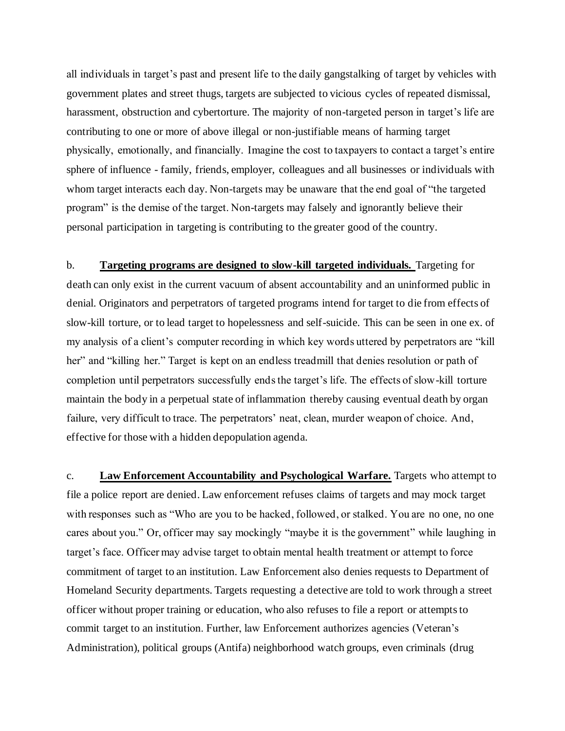all individuals in target's past and present life to the daily gangstalking of target by vehicles with government plates and street thugs, targets are subjected to vicious cycles of repeated dismissal, harassment, obstruction and cybertorture. The majority of non-targeted person in target's life are contributing to one or more of above illegal or non-justifiable means of harming target physically, emotionally, and financially. Imagine the cost to taxpayers to contact a target's entire sphere of influence - family, friends, employer, colleagues and all businesses or individuals with whom target interacts each day. Non-targets may be unaware that the end goal of "the targeted program" is the demise of the target. Non-targets may falsely and ignorantly believe their personal participation in targeting is contributing to the greater good of the country.

b. **Targeting programs are designed to slow-kill targeted individuals.** Targeting for death can only exist in the current vacuum of absent accountability and an uninformed public in denial. Originators and perpetrators of targeted programs intend for target to die from effects of slow-kill torture, or to lead target to hopelessness and self-suicide. This can be seen in one ex. of my analysis of a client's computer recording in which key words uttered by perpetrators are "kill her" and "killing her." Target is kept on an endless treadmill that denies resolution or path of completion until perpetrators successfully ends the target's life. The effects of slow-kill torture maintain the body in a perpetual state of inflammation thereby causing eventual death by organ failure, very difficult to trace. The perpetrators' neat, clean, murder weapon of choice. And, effective for those with a hidden depopulation agenda.

c. **Law Enforcement Accountability and Psychological Warfare.** Targets who attempt to file a police report are denied. Law enforcement refuses claims of targets and may mock target with responses such as "Who are you to be hacked, followed, or stalked. You are no one, no one cares about you." Or, officer may say mockingly "maybe it is the government" while laughing in target's face. Officer may advise target to obtain mental health treatment or attempt to force commitment of target to an institution. Law Enforcement also denies requests to Department of Homeland Security departments. Targets requesting a detective are told to work through a street officer without proper training or education, who also refuses to file a report or attempts to commit target to an institution. Further, law Enforcement authorizes agencies (Veteran's Administration), political groups (Antifa) neighborhood watch groups, even criminals (drug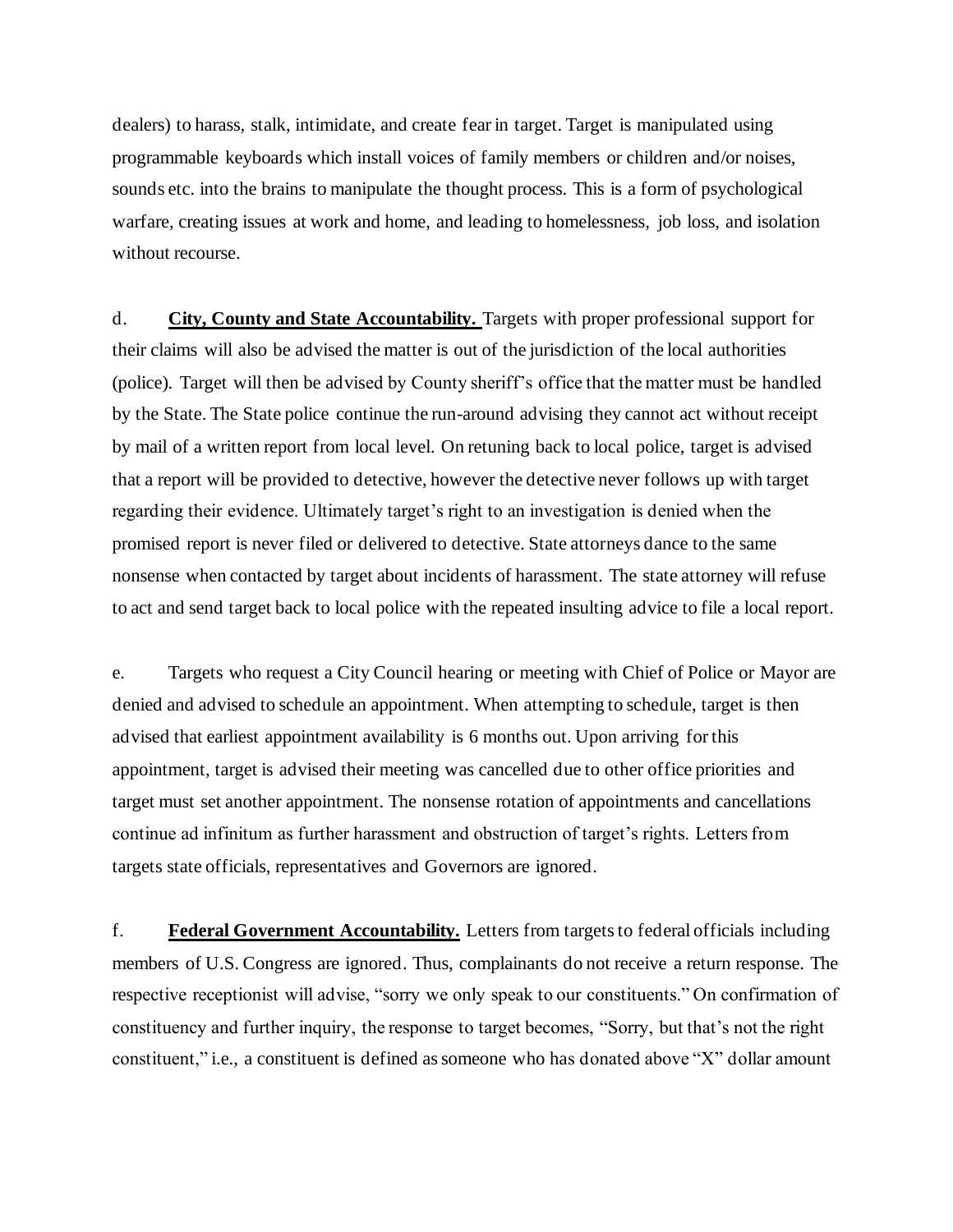dealers) to harass, stalk, intimidate, and create fear in target. Target is manipulated using programmable keyboards which install voices of family members or children and/or noises, sounds etc. into the brains to manipulate the thought process. This is a form of psychological warfare, creating issues at work and home, and leading to homelessness, job loss, and isolation without recourse.

d. **City, County and State Accountability.** Targets with proper professional support for their claims will also be advised the matter is out of the jurisdiction of the local authorities (police). Target will then be advised by County sheriff's office that the matter must be handled by the State. The State police continue the run-around advising they cannot act without receipt by mail of a written report from local level. On retuning back to local police, target is advised that a report will be provided to detective, however the detective never follows up with target regarding their evidence. Ultimately target's right to an investigation is denied when the promised report is never filed or delivered to detective. State attorneys dance to the same nonsense when contacted by target about incidents of harassment. The state attorney will refuse to act and send target back to local police with the repeated insulting advice to file a local report.

e. Targets who request a City Council hearing or meeting with Chief of Police or Mayor are denied and advised to schedule an appointment. When attempting to schedule, target is then advised that earliest appointment availability is 6 months out. Upon arriving for this appointment, target is advised their meeting was cancelled due to other office priorities and target must set another appointment. The nonsense rotation of appointments and cancellations continue ad infinitum as further harassment and obstruction of target's rights. Letters from targets state officials, representatives and Governors are ignored.

f. **Federal Government Accountability.** Letters from targets to federal officials including members of U.S. Congress are ignored. Thus, complainants do not receive a return response. The respective receptionist will advise, "sorry we only speak to our constituents." On confirmation of constituency and further inquiry, the response to target becomes, "Sorry, but that's not the right constituent," i.e., a constituent is defined as someone who has donated above "X" dollar amount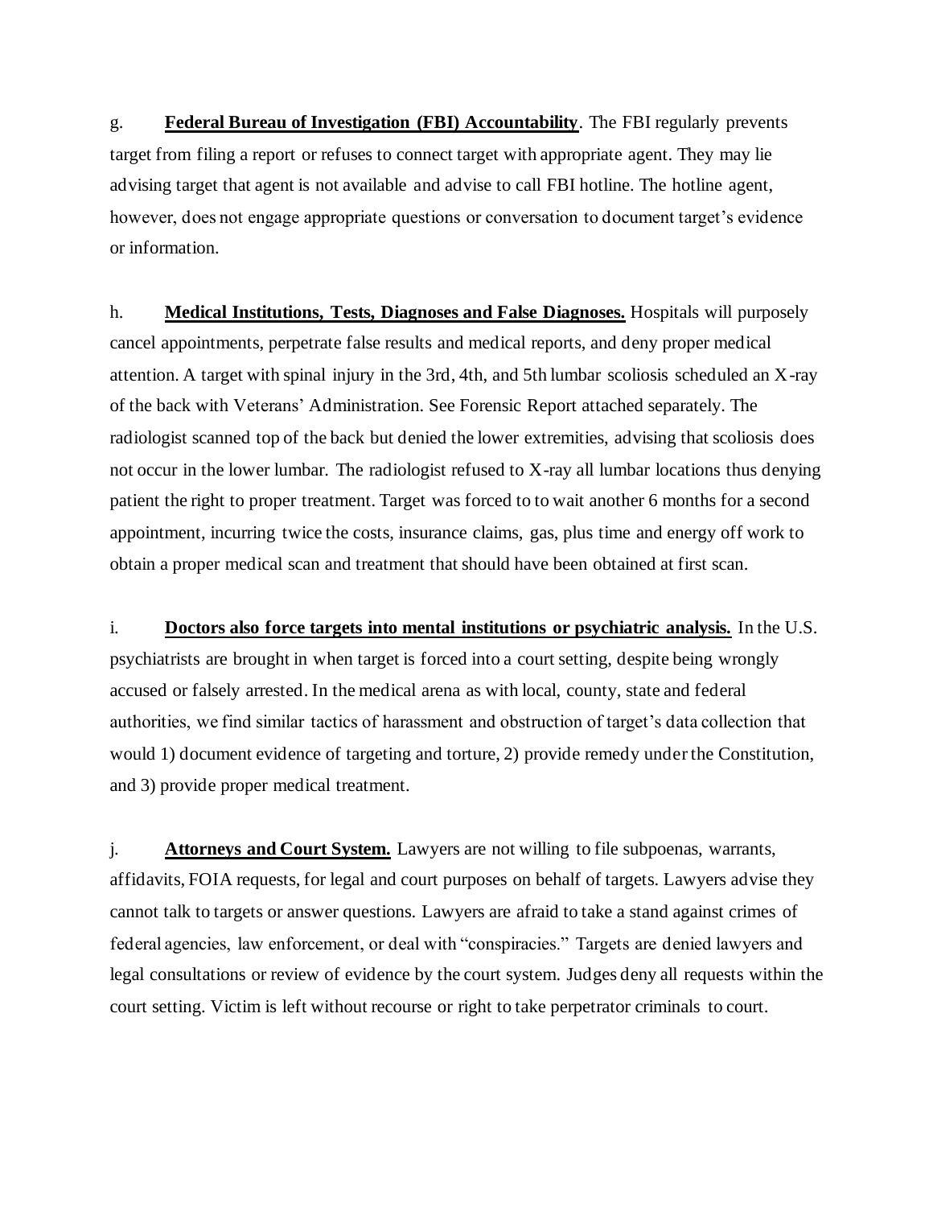g. **<u>Federal Bureau of Investigation (FBI) Accountability</u>**. The FBI regularly prevents target from filing a report or refuses to connect target with appropriate agent. They may lie advising target that agent is not available and advise to call FBI hotline. The hotline agent, however, does not engage appropriate questions or conversation to document target's evidence or information.

h. **<u>Medical Institutions, Tests, Diagnoses and False Diagnoses.</u>** Hospitals will purposely cancel appointments, perpetrate false results and medical reports, and deny proper medical attention. A target with spinal injury in the 3rd, 4th, and 5th lumbar scoliosis scheduled an X-ray of the back with Veterans' Administration. See Forensic Report attached separately. The radiologist scanned top of the back but denied the lower extremities, advising that scoliosis does not occur in the lower lumbar. The radiologist refused to X-ray all lumbar locations thus denying patient the right to proper treatment. Target was forced to to wait another 6 months for a second appointment, incurring twice the costs, insurance claims, gas, plus time and energy off work to obtain a proper medical scan and treatment that should have been obtained at first scan.

i. **<u>Doctors also force targets into mental institutions or psychiatric analysis.</u>** In the U.S. psychiatrists are brought in when target is forced into a court setting, despite being wrongly accused or falsely arrested. In the medical arena as with local, county, state and federal authorities, we find similar tactics of harassment and obstruction of target's data collection that would 1) document evidence of targeting and torture, 2) provide remedy under the Constitution, and 3) provide proper medical treatment.

j. **<u>Attorneys and Court System.</u>** Lawyers are not willing to file subpoenas, warrants, affidavits, FOIA requests, for legal and court purposes on behalf of targets. Lawyers advise they cannot talk to targets or answer questions. Lawyers are afraid to take a stand against crimes of federal agencies, law enforcement, or deal with "conspiracies." Targets are denied lawyers and legal consultations or review of evidence by the court system. Judges deny all requests within the court setting. Victim is left without recourse or right to take perpetrator criminals to court.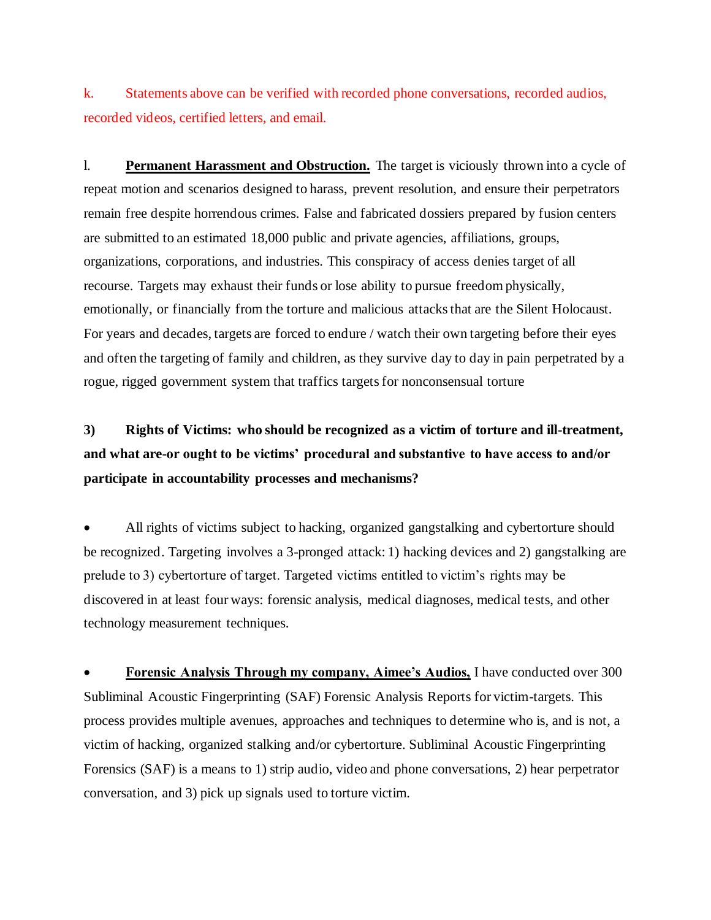k. Statements above can be verified with recorded phone conversations, recorded audios, recorded videos, certified letters, and email.

l. **Permanent Harassment and Obstruction.** The target is viciously thrown into a cycle of repeat motion and scenarios designed to harass, prevent resolution, and ensure their perpetrators remain free despite horrendous crimes. False and fabricated dossiers prepared by fusion centers are submitted to an estimated 18,000 public and private agencies, affiliations, groups, organizations, corporations, and industries. This conspiracy of access denies target of all recourse. Targets may exhaust their funds or lose ability to pursue freedom physically, emotionally, or financially from the torture and malicious attacks that are the Silent Holocaust. For years and decades, targets are forced to endure / watch their own targeting before their eyes and often the targeting of family and children, as they survive day to day in pain perpetrated by a rogue, rigged government system that traffics targets for nonconsensual torture

**3) Rights of Victims: who should be recognized as a victim of torture and ill-treatment, and what are-or ought to be victims' procedural and substantive to have access to and/or participate in accountability processes and mechanisms?**

- All rights of victims subject to hacking, organized gangstalking and cybertorture should be recognized. Targeting involves a 3-pronged attack: 1) hacking devices and 2) gangstalking are prelude to 3) cybertorture of target. Targeted victims entitled to victim's rights may be discovered in at least four ways: forensic analysis, medical diagnoses, medical tests, and other technology measurement techniques.

- **Forensic Analysis Through my company, Aimee's Audios,** I have conducted over 300 Subliminal Acoustic Fingerprinting (SAF) Forensic Analysis Reports for victim-targets. This process provides multiple avenues, approaches and techniques to determine who is, and is not, a victim of hacking, organized stalking and/or cybertorture. Subliminal Acoustic Fingerprinting Forensics (SAF) is a means to 1) strip audio, video and phone conversations, 2) hear perpetrator conversation, and 3) pick up signals used to torture victim.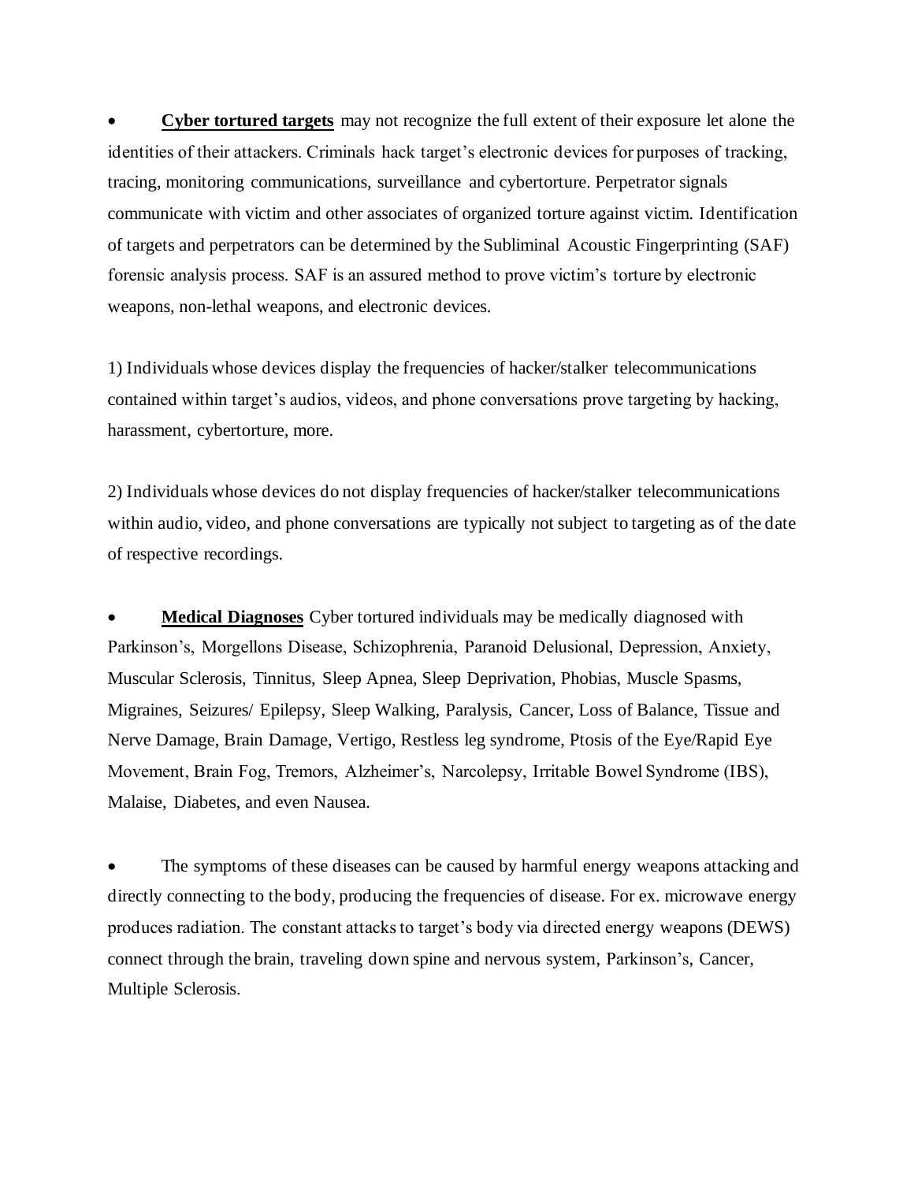- **Cyber tortured targets** may not recognize the full extent of their exposure let alone the identities of their attackers. Criminals hack target's electronic devices for purposes of tracking, tracing, monitoring communications, surveillance and cybertorture. Perpetrator signals communicate with victim and other associates of organized torture against victim. Identification of targets and perpetrators can be determined by the Subliminal Acoustic Fingerprinting (SAF) forensic analysis process. SAF is an assured method to prove victim's torture by electronic weapons, non-lethal weapons, and electronic devices.

1) Individuals whose devices display the frequencies of hacker/stalker telecommunications contained within target's audios, videos, and phone conversations prove targeting by hacking, harassment, cybertorture, more.

2) Individuals whose devices do not display frequencies of hacker/stalker telecommunications within audio, video, and phone conversations are typically not subject to targeting as of the date of respective recordings.

- **Medical Diagnoses** Cyber tortured individuals may be medically diagnosed with Parkinson's, Morgellons Disease, Schizophrenia, Paranoid Delusional, Depression, Anxiety, Muscular Sclerosis, Tinnitus, Sleep Apnea, Sleep Deprivation, Phobias, Muscle Spasms, Migraines, Seizures/ Epilepsy, Sleep Walking, Paralysis, Cancer, Loss of Balance, Tissue and Nerve Damage, Brain Damage, Vertigo, Restless leg syndrome, Ptosis of the Eye/Rapid Eye Movement, Brain Fog, Tremors, Alzheimer's, Narcolepsy, Irritable Bowel Syndrome (IBS), Malaise, Diabetes, and even Nausea.

- The symptoms of these diseases can be caused by harmful energy weapons attacking and directly connecting to the body, producing the frequencies of disease. For ex. microwave energy produces radiation. The constant attacks to target's body via directed energy weapons (DEWS) connect through the brain, traveling down spine and nervous system, Parkinson's, Cancer, Multiple Sclerosis.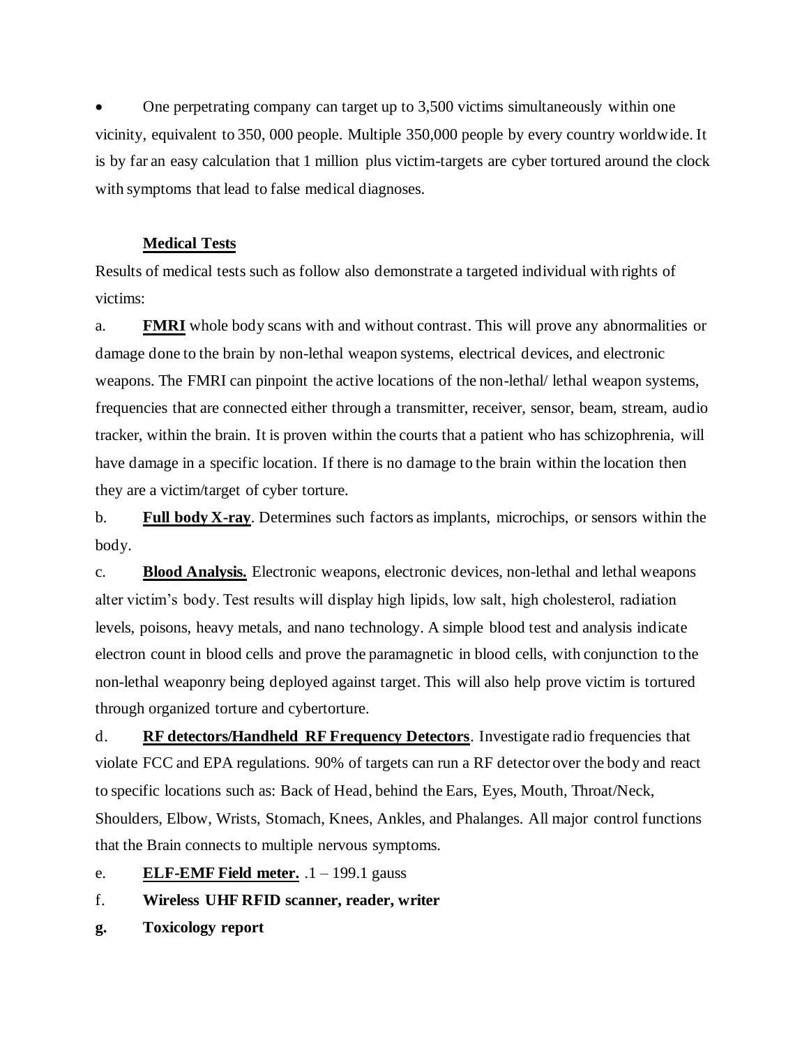- One perpetrating company can target up to 3,500 victims simultaneously within one vicinity, equivalent to 350, 000 people. Multiple 350,000 people by every country worldwide. It is by far an easy calculation that 1 million plus victim-targets are cyber tortured around the clock with symptoms that lead to false medical diagnoses.

**Medical Tests**

Results of medical tests such as follow also demonstrate a targeted individual with rights of victims:

a. **FMRI** whole body scans with and without contrast. This will prove any abnormalities or damage done to the brain by non-lethal weapon systems, electrical devices, and electronic weapons. The FMRI can pinpoint the active locations of the non-lethal/ lethal weapon systems, frequencies that are connected either through a transmitter, receiver, sensor, beam, stream, audio tracker, within the brain. It is proven within the courts that a patient who has schizophrenia, will have damage in a specific location. If there is no damage to the brain within the location then they are a victim/target of cyber torture.

b. **Full body X-ray**. Determines such factors as implants, microchips, or sensors within the body.

c. **Blood Analysis.** Electronic weapons, electronic devices, non-lethal and lethal weapons alter victim's body. Test results will display high lipids, low salt, high cholesterol, radiation levels, poisons, heavy metals, and nano technology. A simple blood test and analysis indicate electron count in blood cells and prove the paramagnetic in blood cells, with conjunction to the non-lethal weaponry being deployed against target. This will also help prove victim is tortured through organized torture and cybertorture.

d. **RF detectors/Handheld RF Frequency Detectors**. Investigate radio frequencies that violate FCC and EPA regulations. 90% of targets can run a RF detector over the body and react to specific locations such as: Back of Head, behind the Ears, Eyes, Mouth, Throat/Neck, Shoulders, Elbow, Wrists, Stomach, Knees, Ankles, and Phalanges. All major control functions that the Brain connects to multiple nervous symptoms.

e. **ELF-EMF Field meter.** .1 – 199.1 gauss

f. **Wireless UHF RFID scanner, reader, writer**

g. **Toxicology report**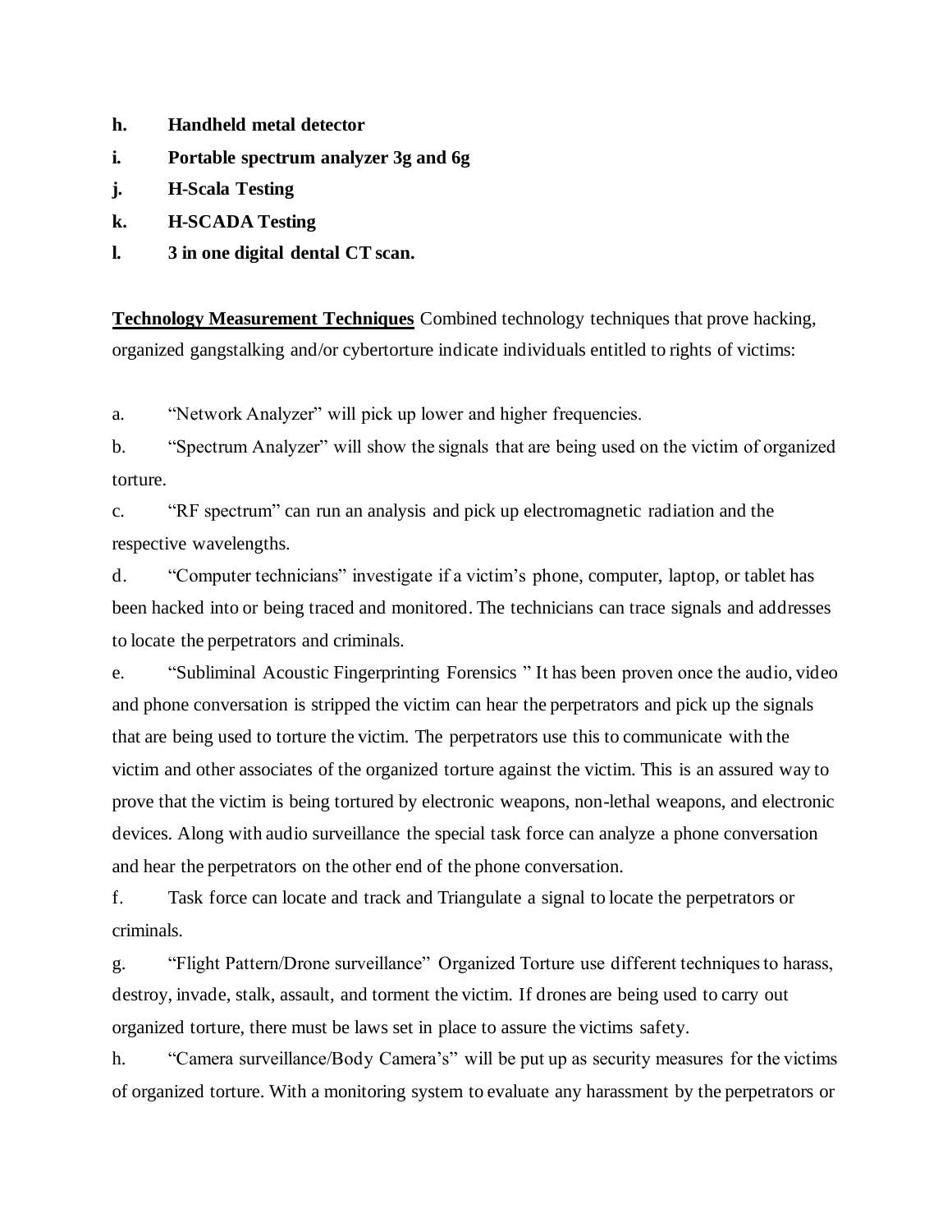- **h. Handheld metal detector**
- **i. Portable spectrum analyzer 3g and 6g**
- **j. H-Scala Testing**
- **k. H-SCADA Testing**
- **l. 3 in one digital dental CT scan.**

**<u>Technology Measurement Techniques</u>** Combined technology techniques that prove hacking, organized gangstalking and/or cybertorture indicate individuals entitled to rights of victims:

a. "Network Analyzer" will pick up lower and higher frequencies.

b. "Spectrum Analyzer" will show the signals that are being used on the victim of organized torture.

c. "RF spectrum" can run an analysis and pick up electromagnetic radiation and the respective wavelengths.

d. "Computer technicians" investigate if a victim's phone, computer, laptop, or tablet has been hacked into or being traced and monitored. The technicians can trace signals and addresses to locate the perpetrators and criminals.

e. "Subliminal Acoustic Fingerprinting Forensics " It has been proven once the audio, video and phone conversation is stripped the victim can hear the perpetrators and pick up the signals that are being used to torture the victim. The perpetrators use this to communicate with the victim and other associates of the organized torture against the victim. This is an assured way to prove that the victim is being tortured by electronic weapons, non-lethal weapons, and electronic devices. Along with audio surveillance the special task force can analyze a phone conversation and hear the perpetrators on the other end of the phone conversation.

f. Task force can locate and track and Triangulate a signal to locate the perpetrators or criminals.

g. "Flight Pattern/Drone surveillance" Organized Torture use different techniques to harass, destroy, invade, stalk, assault, and torment the victim. If drones are being used to carry out organized torture, there must be laws set in place to assure the victims safety.

h. "Camera surveillance/Body Camera's" will be put up as security measures for the victims of organized torture. With a monitoring system to evaluate any harassment by the perpetrators or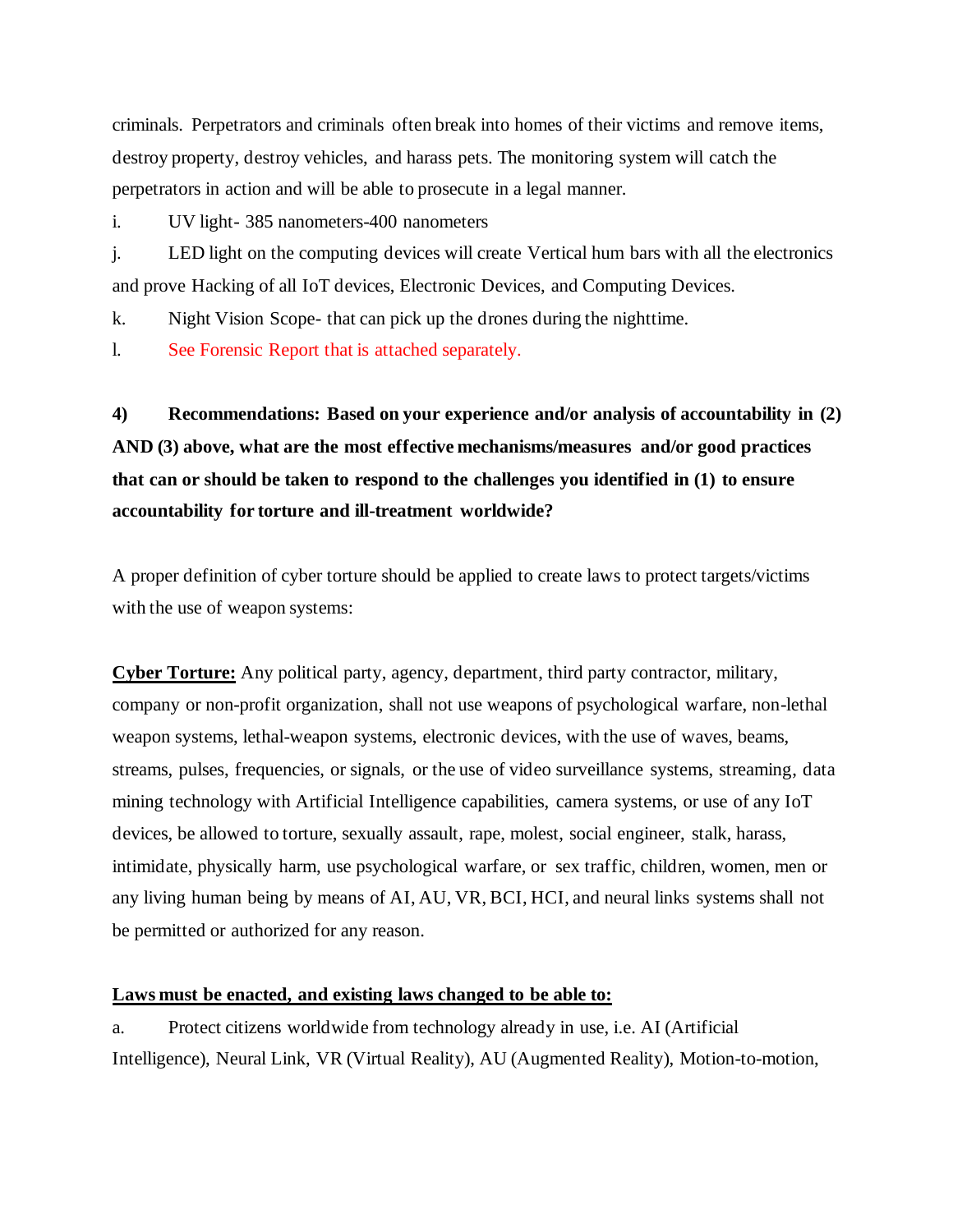criminals. Perpetrators and criminals often break into homes of their victims and remove items, destroy property, destroy vehicles, and harass pets. The monitoring system will catch the perpetrators in action and will be able to prosecute in a legal manner.

i. UV light- 385 nanometers-400 nanometers

j. LED light on the computing devices will create Vertical hum bars with all the electronics and prove Hacking of all IoT devices, Electronic Devices, and Computing Devices.

k. Night Vision Scope- that can pick up the drones during the nighttime.

l. See Forensic Report that is attached separately.

**4) Recommendations: Based on your experience and/or analysis of accountability in (2) AND (3) above, what are the most effective mechanisms/measures and/or good practices that can or should be taken to respond to the challenges you identified in (1) to ensure accountability for torture and ill-treatment worldwide?**

A proper definition of cyber torture should be applied to create laws to protect targets/victims with the use of weapon systems:

**Cyber Torture:** Any political party, agency, department, third party contractor, military, company or non-profit organization, shall not use weapons of psychological warfare, non-lethal weapon systems, lethal-weapon systems, electronic devices, with the use of waves, beams, streams, pulses, frequencies, or signals, or the use of video surveillance systems, streaming, data mining technology with Artificial Intelligence capabilities, camera systems, or use of any IoT devices, be allowed to torture, sexually assault, rape, molest, social engineer, stalk, harass, intimidate, physically harm, use psychological warfare, or sex traffic, children, women, men or any living human being by means of AI, AU, VR, BCI, HCI, and neural links systems shall not be permitted or authorized for any reason.

**Laws must be enacted, and existing laws changed to be able to:**

a. Protect citizens worldwide from technology already in use, i.e. AI (Artificial Intelligence), Neural Link, VR (Virtual Reality), AU (Augmented Reality), Motion-to-motion,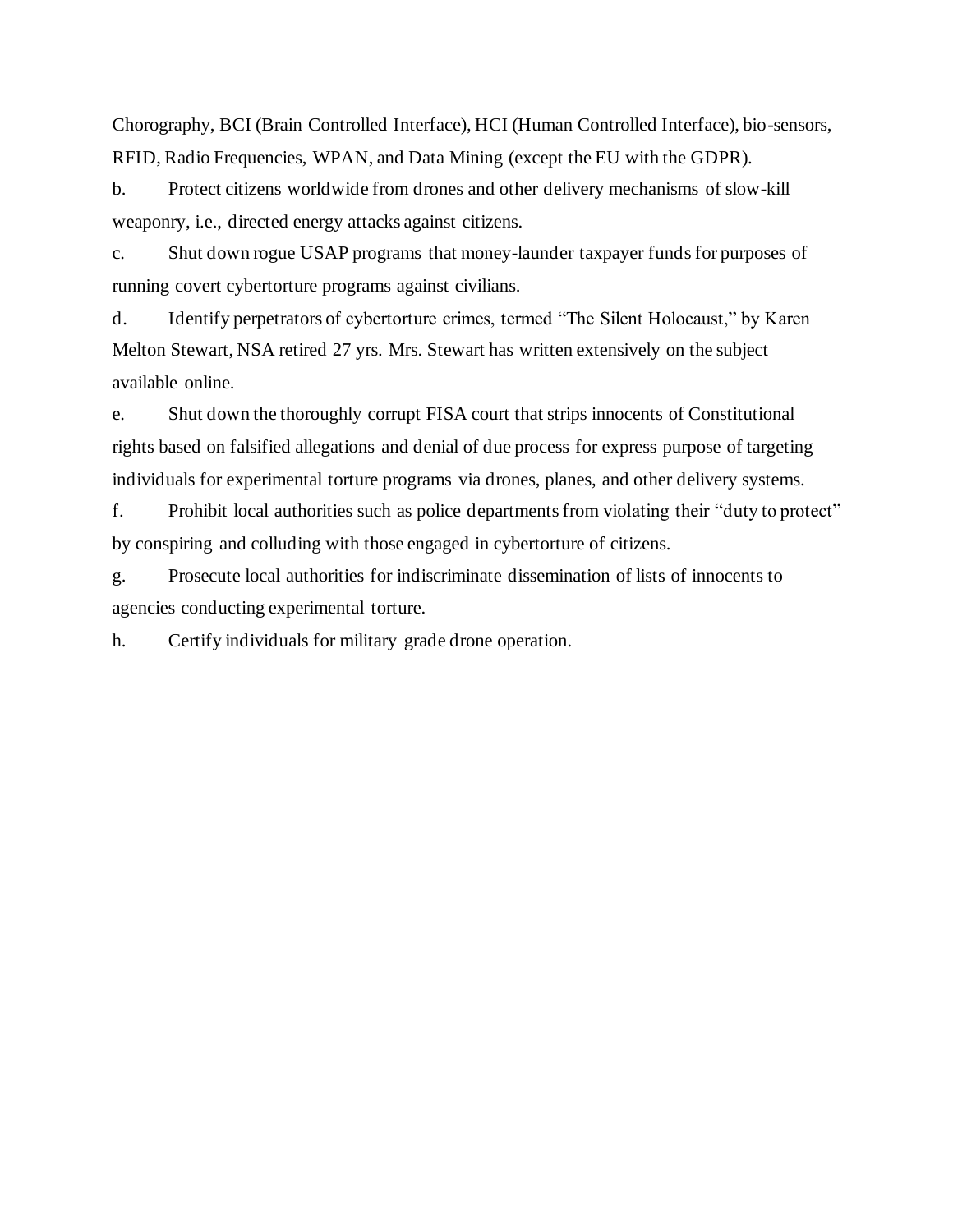Chorography, BCI (Brain Controlled Interface), HCI (Human Controlled Interface), bio-sensors, RFID, Radio Frequencies, WPAN, and Data Mining (except the EU with the GDPR).

b. Protect citizens worldwide from drones and other delivery mechanisms of slow-kill weaponry, i.e., directed energy attacks against citizens.

c. Shut down rogue USAP programs that money-launder taxpayer funds for purposes of running covert cybertorture programs against civilians.

d. Identify perpetrators of cybertorture crimes, termed "The Silent Holocaust," by Karen Melton Stewart, NSA retired 27 yrs. Mrs. Stewart has written extensively on the subject available online.

e. Shut down the thoroughly corrupt FISA court that strips innocents of Constitutional rights based on falsified allegations and denial of due process for express purpose of targeting individuals for experimental torture programs via drones, planes, and other delivery systems.

f. Prohibit local authorities such as police departments from violating their "duty to protect" by conspiring and colluding with those engaged in cybertorture of citizens.

g. Prosecute local authorities for indiscriminate dissemination of lists of innocents to agencies conducting experimental torture.

h. Certify individuals for military grade drone operation.